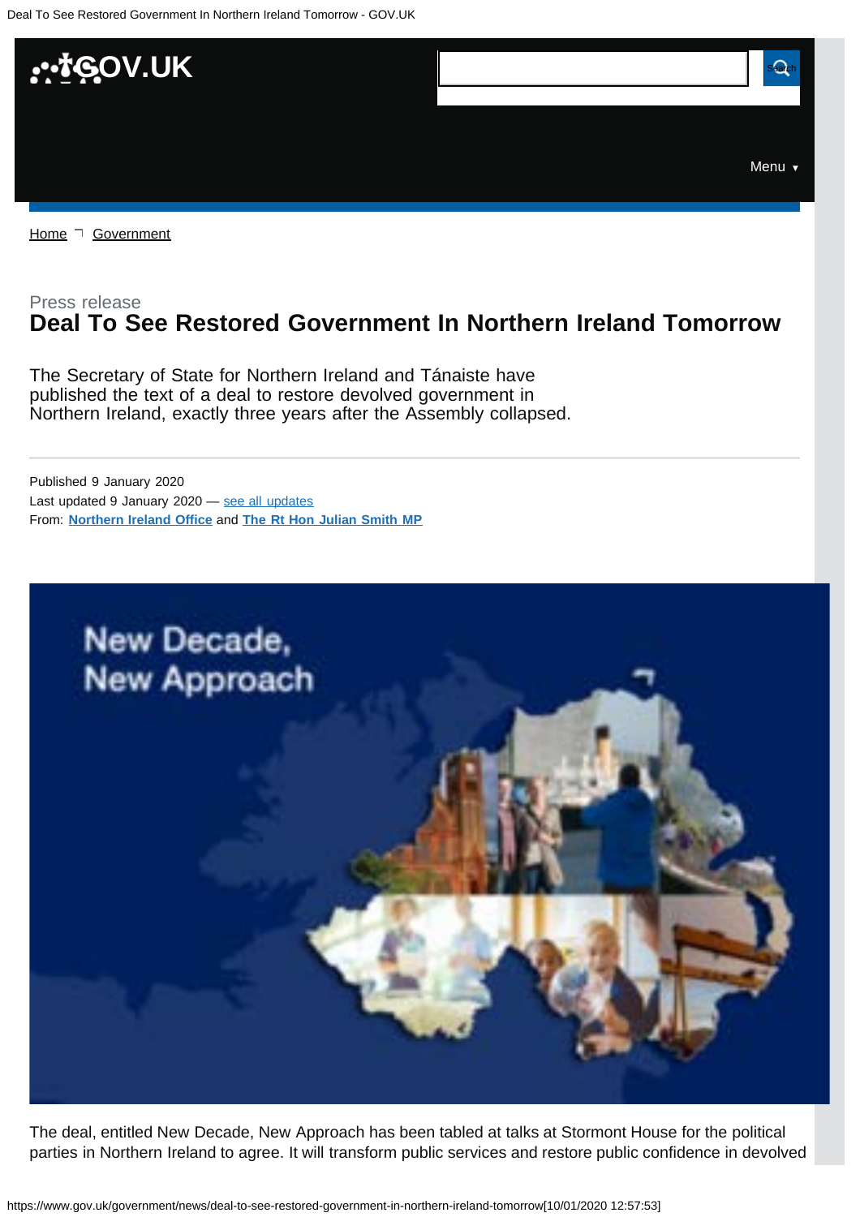Home ¬ Government

Press release

# Deal To See Restored Government In Northern Ireland Tomorrow

The Secretary of State for Northern Ireland and Tánaiste have published the text of a deal to restore devolved government in Northern Ireland, exactly three years after the Assembly collapsed.

Published 9 January 2020
Last updated 9 January 2020 — see all updates
From: **Northern Ireland Office** and **The Rt Hon Julian Smith MP**

The deal, entitled New Decade, New Approach has been tabled at talks at Stormont House for the political parties in Northern Ireland to agree. It will transform public services and restore public confidence in devolved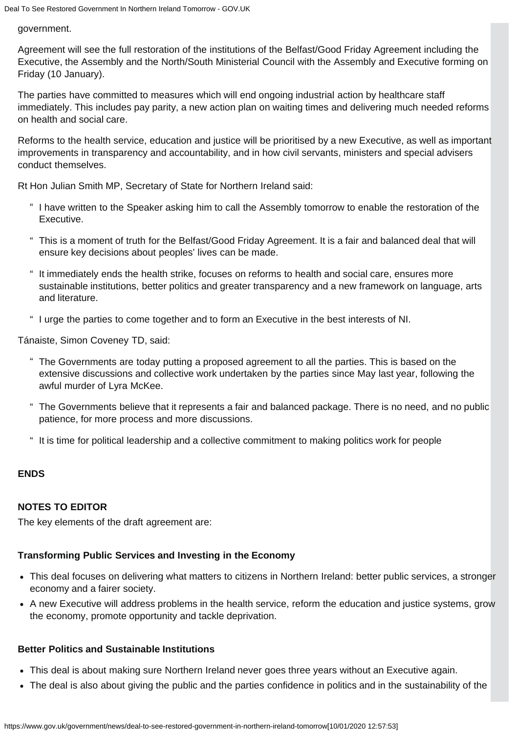government.

Agreement will see the full restoration of the institutions of the Belfast/Good Friday Agreement including the Executive, the Assembly and the North/South Ministerial Council with the Assembly and Executive forming on Friday (10 January).

The parties have committed to measures which will end ongoing industrial action by healthcare staff immediately. This includes pay parity, a new action plan on waiting times and delivering much needed reforms on health and social care.

Reforms to the health service, education and justice will be prioritised by a new Executive, as well as important improvements in transparency and accountability, and in how civil servants, ministers and special advisers conduct themselves.

Rt Hon Julian Smith MP, Secretary of State for Northern Ireland said:

> I have written to the Speaker asking him to call the Assembly tomorrow to enable the restoration of the Executive.

> This is a moment of truth for the Belfast/Good Friday Agreement. It is a fair and balanced deal that will ensure key decisions about peoples' lives can be made.

> It immediately ends the health strike, focuses on reforms to health and social care, ensures more sustainable institutions, better politics and greater transparency and a new framework on language, arts and literature.

> I urge the parties to come together and to form an Executive in the best interests of NI.

Tánaiste, Simon Coveney TD, said:

> The Governments are today putting a proposed agreement to all the parties. This is based on the extensive discussions and collective work undertaken by the parties since May last year, following the awful murder of Lyra McKee.

> The Governments believe that it represents a fair and balanced package. There is no need, and no public patience, for more process and more discussions.

> It is time for political leadership and a collective commitment to making politics work for people

**ENDS**

**NOTES TO EDITOR**

The key elements of the draft agreement are:

**Transforming Public Services and Investing in the Economy**

- This deal focuses on delivering what matters to citizens in Northern Ireland: better public services, a stronger economy and a fairer society.
- A new Executive will address problems in the health service, reform the education and justice systems, grow the economy, promote opportunity and tackle deprivation.

**Better Politics and Sustainable Institutions**

- This deal is about making sure Northern Ireland never goes three years without an Executive again.
- The deal is also about giving the public and the parties confidence in politics and in the sustainability of the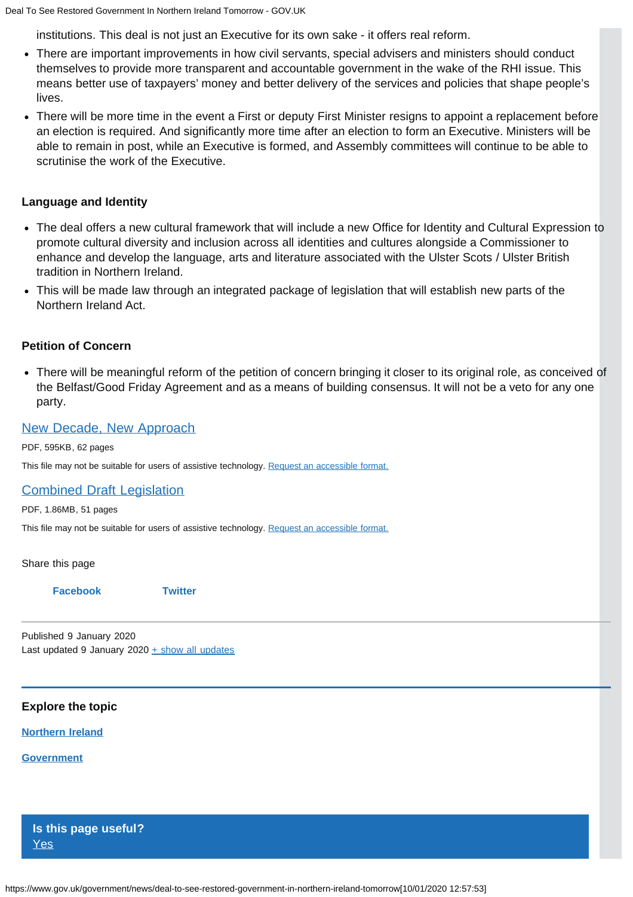institutions. This deal is not just an Executive for its own sake - it offers real reform.

- There are important improvements in how civil servants, special advisers and ministers should conduct themselves to provide more transparent and accountable government in the wake of the RHI issue. This means better use of taxpayers' money and better delivery of the services and policies that shape people's lives.
- There will be more time in the event a First or deputy First Minister resigns to appoint a replacement before an election is required. And significantly more time after an election to form an Executive. Ministers will be able to remain in post, while an Executive is formed, and Assembly committees will continue to be able to scrutinise the work of the Executive.

**Language and Identity**

- The deal offers a new cultural framework that will include a new Office for Identity and Cultural Expression to promote cultural diversity and inclusion across all identities and cultures alongside a Commissioner to enhance and develop the language, arts and literature associated with the Ulster Scots / Ulster British tradition in Northern Ireland.
- This will be made law through an integrated package of legislation that will establish new parts of the Northern Ireland Act.

**Petition of Concern**

- There will be meaningful reform of the petition of concern bringing it closer to its original role, as conceived of the Belfast/Good Friday Agreement and as a means of building consensus. It will not be a veto for any one party.

[New Decade, New Approach](#)

PDF, 595KB, 62 pages

This file may not be suitable for users of assistive technology. [Request an accessible format.](#)

[Combined Draft Legislation](#)

PDF, 1.86MB, 51 pages

This file may not be suitable for users of assistive technology. [Request an accessible format.](#)

Share this page

Facebook Twitter

Published 9 January 2020
Last updated 9 January 2020 + show all updates

**Explore the topic**

[Northern Ireland](#)

[Government](#)

**Is this page useful?**
Yes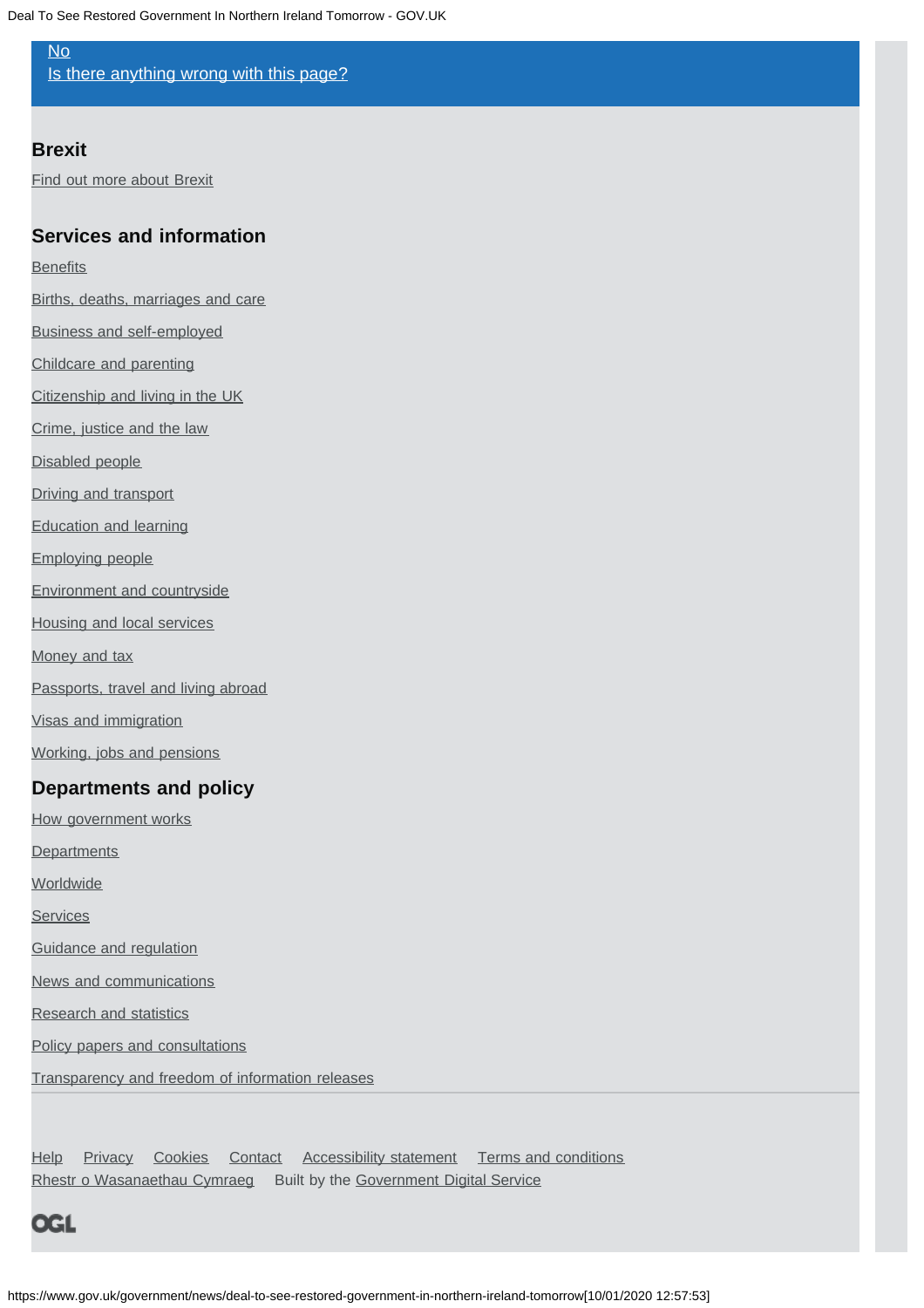No

Is there anything wrong with this page?

## Brexit

Find out more about Brexit

## Services and information

Benefits

Births, deaths, marriages and care

Business and self-employed

Childcare and parenting

Citizenship and living in the UK

Crime, justice and the law

Disabled people

Driving and transport

Education and learning

Employing people

Environment and countryside

Housing and local services

Money and tax

Passports, travel and living abroad

Visas and immigration

Working, jobs and pensions

## Departments and policy

How government works

Departments

Worldwide

Services

Guidance and regulation

News and communications

Research and statistics

Policy papers and consultations

Transparency and freedom of information releases

Help Privacy Cookies Contact Accessibility statement Terms and conditions

Rhestr o Wasanaethau Cymraeg Built by the Government Digital Service

OGL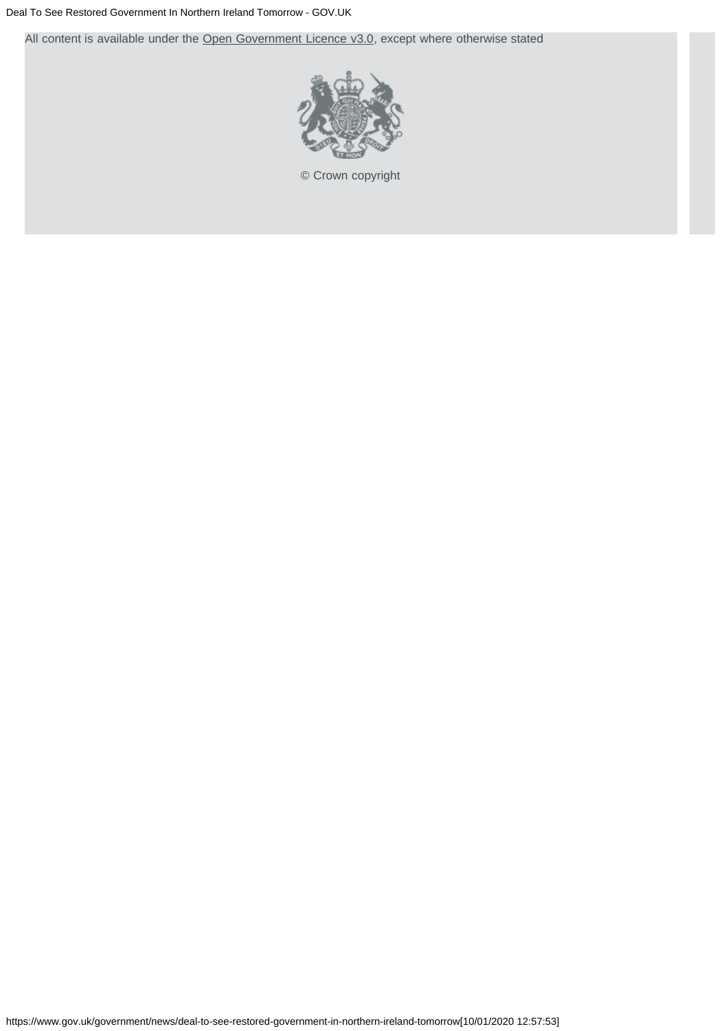All content is available under the Open Government Licence v3.0, except where otherwise stated

© Crown copyright